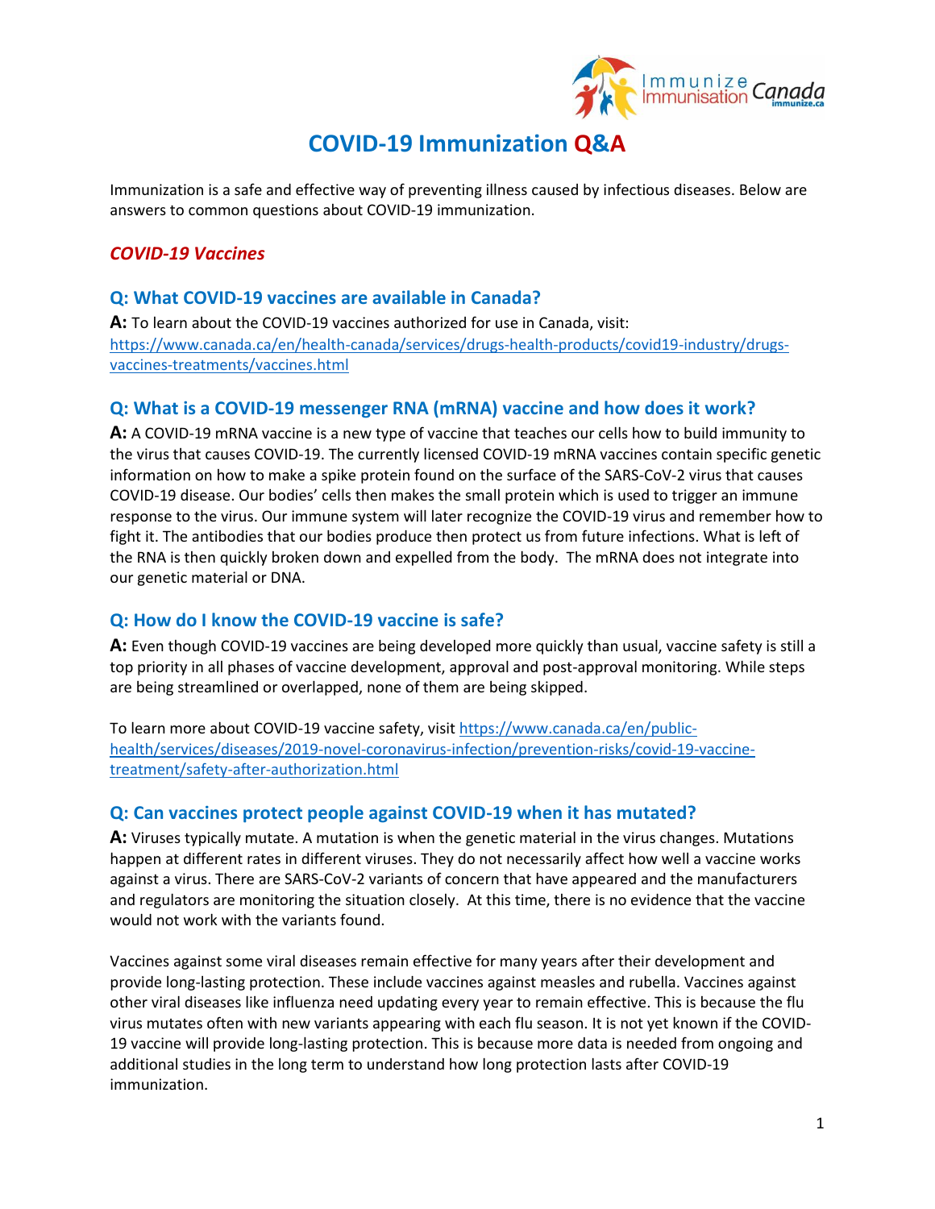# COVID-19 Immunization Q&A

Immunization is a safe and effective way of preventing illness caused by infectious diseases. Below are answers to common questions about COVID-19 immunization.

## *COVID-19 Vaccines*

### Q: What COVID-19 vaccines are available in Canada?

**A:** To learn about the COVID-19 vaccines authorized for use in Canada, visit: https://www.canada.ca/en/health-canada/services/drugs-health-products/covid19-industry/drugs-vaccines-treatments/vaccines.html

### Q: What is a COVID-19 messenger RNA (mRNA) vaccine and how does it work?

**A:** A COVID-19 mRNA vaccine is a new type of vaccine that teaches our cells how to build immunity to the virus that causes COVID-19. The currently licensed COVID-19 mRNA vaccines contain specific genetic information on how to make a spike protein found on the surface of the SARS-CoV-2 virus that causes COVID-19 disease. Our bodies' cells then makes the small protein which is used to trigger an immune response to the virus. Our immune system will later recognize the COVID-19 virus and remember how to fight it. The antibodies that our bodies produce then protect us from future infections. What is left of the RNA is then quickly broken down and expelled from the body. The mRNA does not integrate into our genetic material or DNA.

### Q: How do I know the COVID-19 vaccine is safe?

**A:** Even though COVID-19 vaccines are being developed more quickly than usual, vaccine safety is still a top priority in all phases of vaccine development, approval and post-approval monitoring. While steps are being streamlined or overlapped, none of them are being skipped.

To learn more about COVID-19 vaccine safety, visit https://www.canada.ca/en/public-health/services/diseases/2019-novel-coronavirus-infection/prevention-risks/covid-19-vaccine-treatment/safety-after-authorization.html

### Q: Can vaccines protect people against COVID-19 when it has mutated?

**A:** Viruses typically mutate. A mutation is when the genetic material in the virus changes. Mutations happen at different rates in different viruses. They do not necessarily affect how well a vaccine works against a virus. There are SARS-CoV-2 variants of concern that have appeared and the manufacturers and regulators are monitoring the situation closely. At this time, there is no evidence that the vaccine would not work with the variants found.

Vaccines against some viral diseases remain effective for many years after their development and provide long-lasting protection. These include vaccines against measles and rubella. Vaccines against other viral diseases like influenza need updating every year to remain effective. This is because the flu virus mutates often with new variants appearing with each flu season. It is not yet known if the COVID-19 vaccine will provide long-lasting protection. This is because more data is needed from ongoing and additional studies in the long term to understand how long protection lasts after COVID-19 immunization.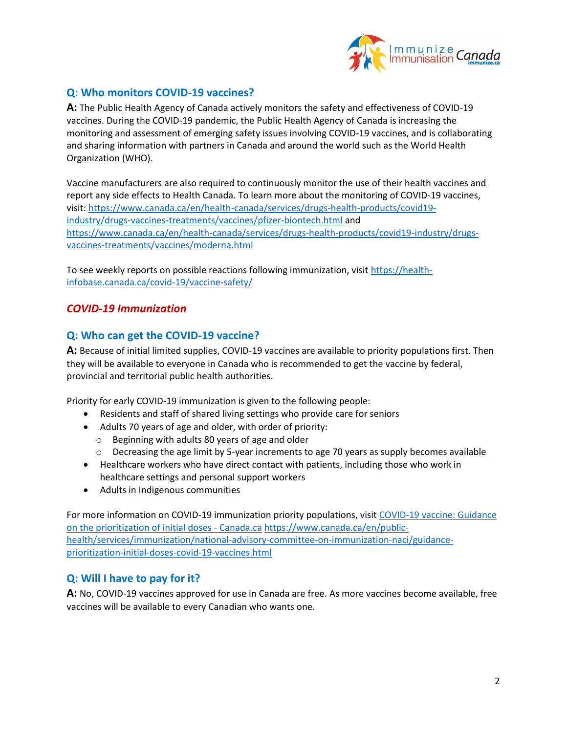## Q: Who monitors COVID-19 vaccines?

**A:** The Public Health Agency of Canada actively monitors the safety and effectiveness of COVID-19 vaccines. During the COVID-19 pandemic, the Public Health Agency of Canada is increasing the monitoring and assessment of emerging safety issues involving COVID-19 vaccines, and is collaborating and sharing information with partners in Canada and around the world such as the World Health Organization (WHO).

Vaccine manufacturers are also required to continuously monitor the use of their health vaccines and report any side effects to Health Canada. To learn more about the monitoring of COVID-19 vaccines, visit: [https://www.canada.ca/en/health-canada/services/drugs-health-products/covid19-industry/drugs-vaccines-treatments/vaccines/pfizer-biontech.html](https://www.canada.ca/en/health-canada/services/drugs-health-products/covid19-industry/drugs-vaccines-treatments/vaccines/pfizer-biontech.html) and [https://www.canada.ca/en/health-canada/services/drugs-health-products/covid19-industry/drugs-vaccines-treatments/vaccines/moderna.html](https://www.canada.ca/en/health-canada/services/drugs-health-products/covid19-industry/drugs-vaccines-treatments/vaccines/moderna.html)

To see weekly reports on possible reactions following immunization, visit [https://health-infobase.canada.ca/covid-19/vaccine-safety/](https://health-infobase.canada.ca/covid-19/vaccine-safety/)

# *COVID-19 Immunization*

## Q: Who can get the COVID-19 vaccine?

**A:** Because of initial limited supplies, COVID-19 vaccines are available to priority populations first. Then they will be available to everyone in Canada who is recommended to get the vaccine by federal, provincial and territorial public health authorities.

Priority for early COVID-19 immunization is given to the following people:

- Residents and staff of shared living settings who provide care for seniors
- Adults 70 years of age and older, with order of priority:
  - Beginning with adults 80 years of age and older
  - Decreasing the age limit by 5-year increments to age 70 years as supply becomes available
- Healthcare workers who have direct contact with patients, including those who work in healthcare settings and personal support workers
- Adults in Indigenous communities

For more information on COVID-19 immunization priority populations, visit [COVID-19 vaccine: Guidance on the prioritization of initial doses - Canada.ca](https://www.canada.ca/en/public-health/services/immunization/national-advisory-committee-on-immunization-naci/guidance-prioritization-initial-doses-covid-19-vaccines.html) [https://www.canada.ca/en/public-health/services/immunization/national-advisory-committee-on-immunization-naci/guidance-prioritization-initial-doses-covid-19-vaccines.html](https://www.canada.ca/en/public-health/services/immunization/national-advisory-committee-on-immunization-naci/guidance-prioritization-initial-doses-covid-19-vaccines.html)

## Q: Will I have to pay for it?

**A:** No, COVID-19 vaccines approved for use in Canada are free. As more vaccines become available, free vaccines will be available to every Canadian who wants one.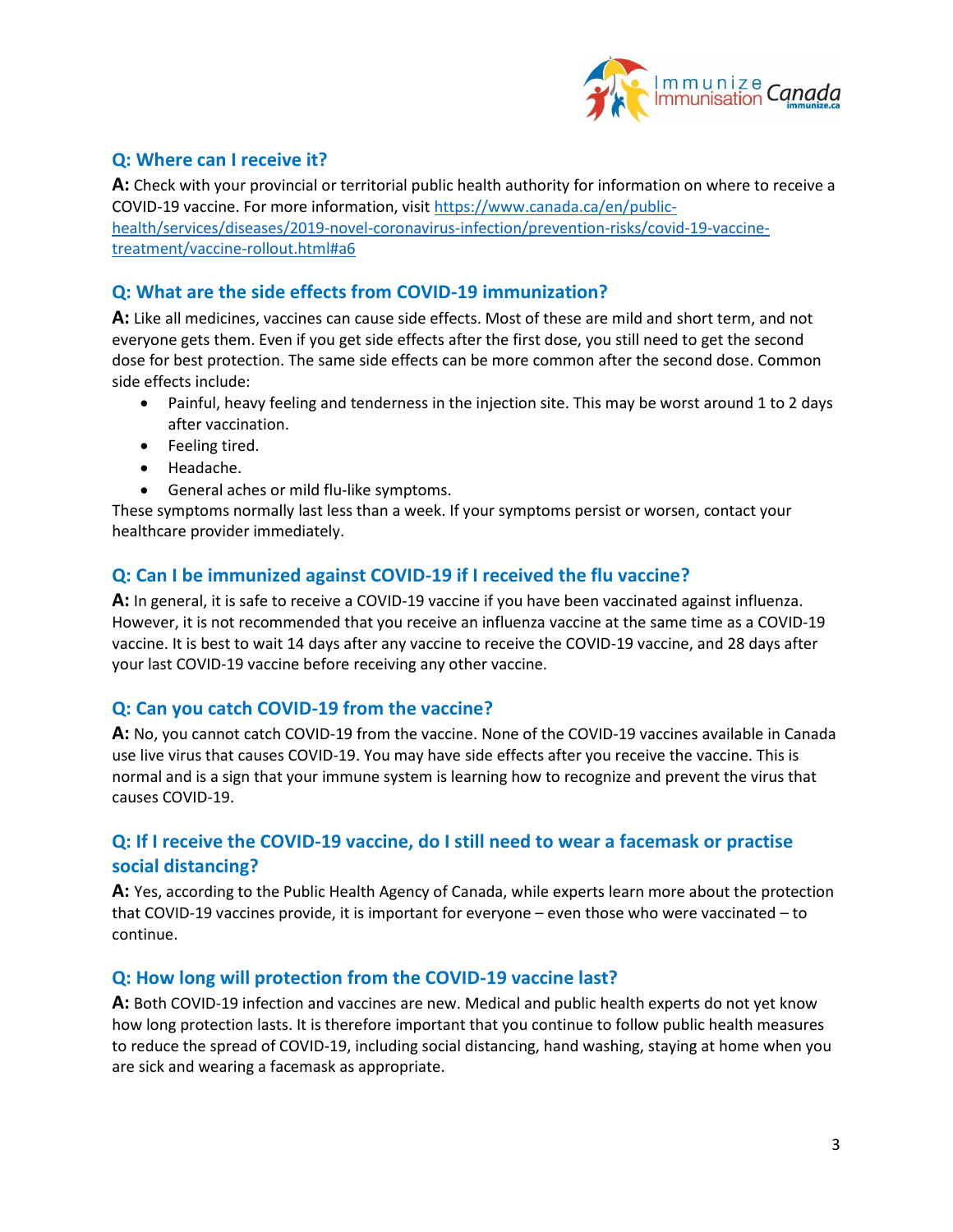## Q: Where can I receive it?

**A:** Check with your provincial or territorial public health authority for information on where to receive a COVID-19 vaccine. For more information, visit [https://www.canada.ca/en/public-health/services/diseases/2019-novel-coronavirus-infection/prevention-risks/covid-19-vaccine-treatment/vaccine-rollout.html#a6](https://www.canada.ca/en/public-health/services/diseases/2019-novel-coronavirus-infection/prevention-risks/covid-19-vaccine-treatment/vaccine-rollout.html#a6)

## Q: What are the side effects from COVID-19 immunization?

**A:** Like all medicines, vaccines can cause side effects. Most of these are mild and short term, and not everyone gets them. Even if you get side effects after the first dose, you still need to get the second dose for best protection. The same side effects can be more common after the second dose. Common side effects include:

- Painful, heavy feeling and tenderness in the injection site. This may be worst around 1 to 2 days after vaccination.
- Feeling tired.
- Headache.
- General aches or mild flu-like symptoms.

These symptoms normally last less than a week. If your symptoms persist or worsen, contact your healthcare provider immediately.

## Q: Can I be immunized against COVID-19 if I received the flu vaccine?

**A:** In general, it is safe to receive a COVID-19 vaccine if you have been vaccinated against influenza. However, it is not recommended that you receive an influenza vaccine at the same time as a COVID-19 vaccine. It is best to wait 14 days after any vaccine to receive the COVID-19 vaccine, and 28 days after your last COVID-19 vaccine before receiving any other vaccine.

## Q: Can you catch COVID-19 from the vaccine?

**A:** No, you cannot catch COVID-19 from the vaccine. None of the COVID-19 vaccines available in Canada use live virus that causes COVID-19. You may have side effects after you receive the vaccine. This is normal and is a sign that your immune system is learning how to recognize and prevent the virus that causes COVID-19.

## Q: If I receive the COVID-19 vaccine, do I still need to wear a facemask or practise social distancing?

**A:** Yes, according to the Public Health Agency of Canada, while experts learn more about the protection that COVID-19 vaccines provide, it is important for everyone – even those who were vaccinated – to continue.

## Q: How long will protection from the COVID-19 vaccine last?

**A:** Both COVID-19 infection and vaccines are new. Medical and public health experts do not yet know how long protection lasts. It is therefore important that you continue to follow public health measures to reduce the spread of COVID-19, including social distancing, hand washing, staying at home when you are sick and wearing a facemask as appropriate.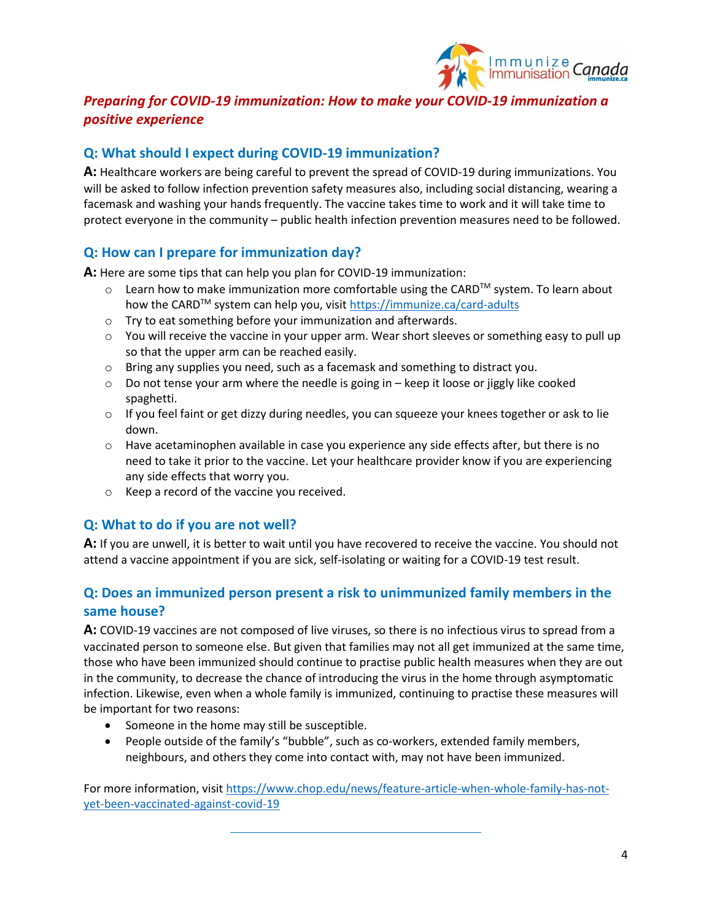## *Preparing for COVID-19 immunization: How to make your COVID-19 immunization a positive experience*

### Q: What should I expect during COVID-19 immunization?

**A:** Healthcare workers are being careful to prevent the spread of COVID-19 during immunizations. You will be asked to follow infection prevention safety measures also, including social distancing, wearing a facemask and washing your hands frequently. The vaccine takes time to work and it will take time to protect everyone in the community – public health infection prevention measures need to be followed.

### Q: How can I prepare for immunization day?

**A:** Here are some tips that can help you plan for COVID-19 immunization:

- Learn how to make immunization more comfortable using the CARD™ system. To learn about how the CARD™ system can help you, visit https://immunize.ca/card-adults
- Try to eat something before your immunization and afterwards.
- You will receive the vaccine in your upper arm. Wear short sleeves or something easy to pull up so that the upper arm can be reached easily.
- Bring any supplies you need, such as a facemask and something to distract you.
- Do not tense your arm where the needle is going in – keep it loose or jiggly like cooked spaghetti.
- If you feel faint or get dizzy during needles, you can squeeze your knees together or ask to lie down.
- Have acetaminophen available in case you experience any side effects after, but there is no need to take it prior to the vaccine. Let your healthcare provider know if you are experiencing any side effects that worry you.
- Keep a record of the vaccine you received.

### Q: What to do if you are not well?

**A:** If you are unwell, it is better to wait until you have recovered to receive the vaccine. You should not attend a vaccine appointment if you are sick, self-isolating or waiting for a COVID-19 test result.

### Q: Does an immunized person present a risk to unimmunized family members in the same house?

**A:** COVID-19 vaccines are not composed of live viruses, so there is no infectious virus to spread from a vaccinated person to someone else. But given that families may not all get immunized at the same time, those who have been immunized should continue to practise public health measures when they are out in the community, to decrease the chance of introducing the virus in the home through asymptomatic infection. Likewise, even when a whole family is immunized, continuing to practise these measures will be important for two reasons:

- Someone in the home may still be susceptible.
- People outside of the family's "bubble", such as co-workers, extended family members, neighbours, and others they come into contact with, may not have been immunized.

For more information, visit https://www.chop.edu/news/feature-article-when-whole-family-has-not-yet-been-vaccinated-against-covid-19